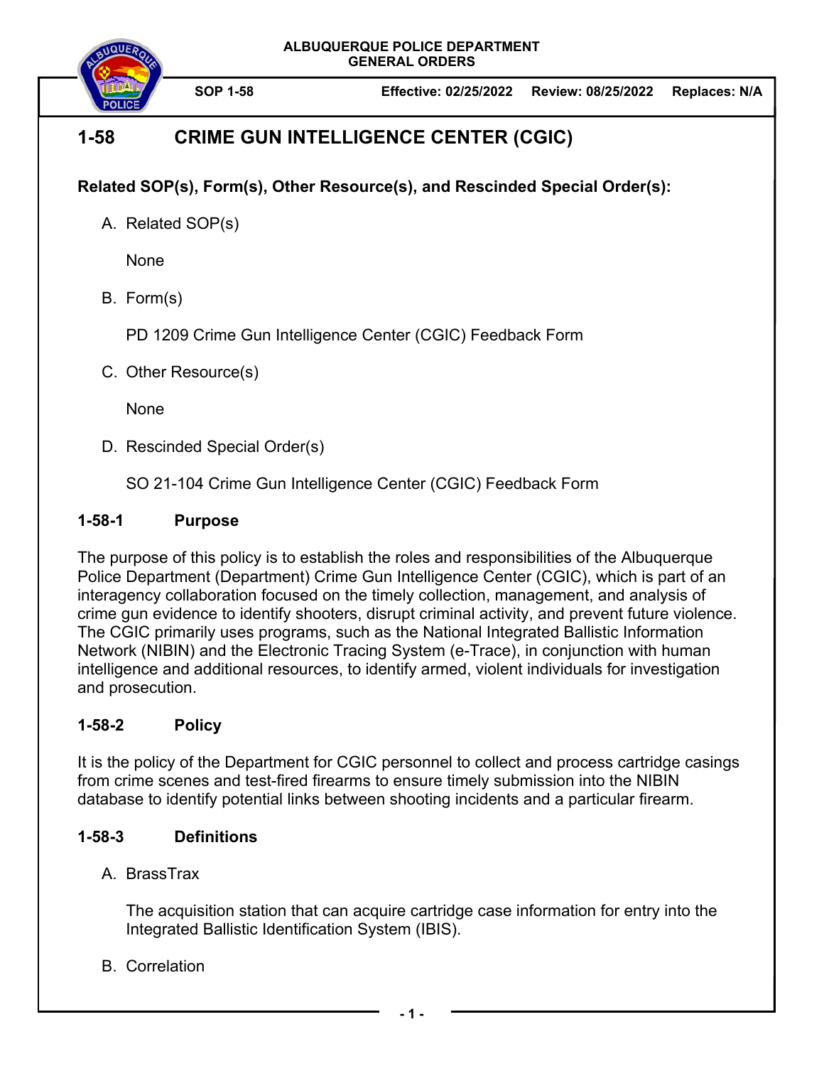ALBUQUERQUE POLICE DEPARTMENT
GENERAL ORDERS

SOP 1-58 | Effective: 02/25/2022 | Review: 08/25/2022 | Replaces: N/A

# 1-58 CRIME GUN INTELLIGENCE CENTER (CGIC)

**Related SOP(s), Form(s), Other Resource(s), and Rescinded Special Order(s):**

A. Related SOP(s)

None

B. Form(s)

PD 1209 Crime Gun Intelligence Center (CGIC) Feedback Form

C. Other Resource(s)

None

D. Rescinded Special Order(s)

SO 21-104 Crime Gun Intelligence Center (CGIC) Feedback Form

## 1-58-1 Purpose

The purpose of this policy is to establish the roles and responsibilities of the Albuquerque Police Department (Department) Crime Gun Intelligence Center (CGIC), which is part of an interagency collaboration focused on the timely collection, management, and analysis of crime gun evidence to identify shooters, disrupt criminal activity, and prevent future violence. The CGIC primarily uses programs, such as the National Integrated Ballistic Information Network (NIBIN) and the Electronic Tracing System (e-Trace), in conjunction with human intelligence and additional resources, to identify armed, violent individuals for investigation and prosecution.

## 1-58-2 Policy

It is the policy of the Department for CGIC personnel to collect and process cartridge casings from crime scenes and test-fired firearms to ensure timely submission into the NIBIN database to identify potential links between shooting incidents and a particular firearm.

## 1-58-3 Definitions

A. BrassTrax

The acquisition station that can acquire cartridge case information for entry into the Integrated Ballistic Identification System (IBIS).

B. Correlation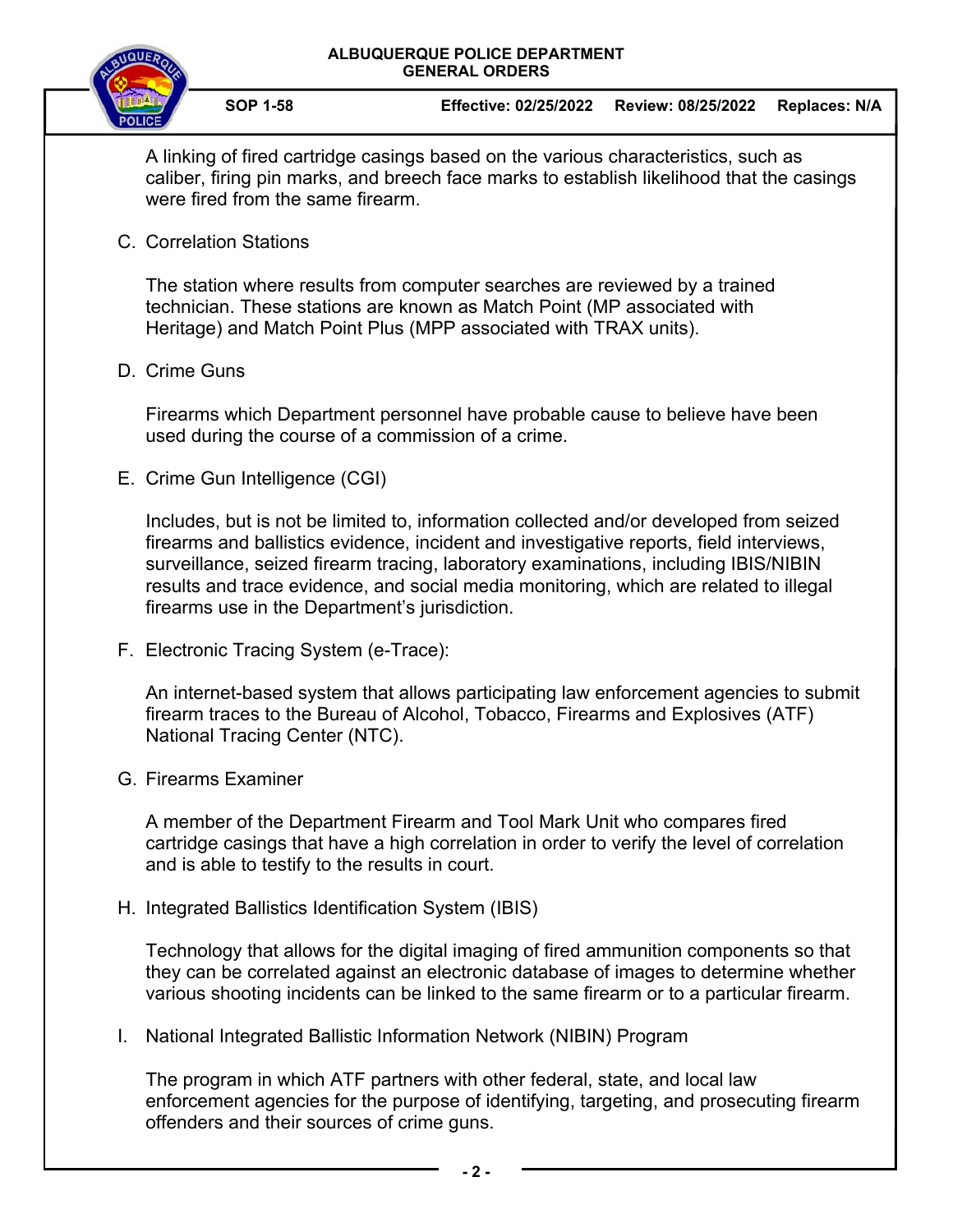A linking of fired cartridge casings based on the various characteristics, such as caliber, firing pin marks, and breech face marks to establish likelihood that the casings were fired from the same firearm.

C. Correlation Stations

The station where results from computer searches are reviewed by a trained technician. These stations are known as Match Point (MP associated with Heritage) and Match Point Plus (MPP associated with TRAX units).

D. Crime Guns

Firearms which Department personnel have probable cause to believe have been used during the course of a commission of a crime.

E. Crime Gun Intelligence (CGI)

Includes, but is not be limited to, information collected and/or developed from seized firearms and ballistics evidence, incident and investigative reports, field interviews, surveillance, seized firearm tracing, laboratory examinations, including IBIS/NIBIN results and trace evidence, and social media monitoring, which are related to illegal firearms use in the Department's jurisdiction.

F. Electronic Tracing System (e-Trace):

An internet-based system that allows participating law enforcement agencies to submit firearm traces to the Bureau of Alcohol, Tobacco, Firearms and Explosives (ATF) National Tracing Center (NTC).

G. Firearms Examiner

A member of the Department Firearm and Tool Mark Unit who compares fired cartridge casings that have a high correlation in order to verify the level of correlation and is able to testify to the results in court.

H. Integrated Ballistics Identification System (IBIS)

Technology that allows for the digital imaging of fired ammunition components so that they can be correlated against an electronic database of images to determine whether various shooting incidents can be linked to the same firearm or to a particular firearm.

I. National Integrated Ballistic Information Network (NIBIN) Program

The program in which ATF partners with other federal, state, and local law enforcement agencies for the purpose of identifying, targeting, and prosecuting firearm offenders and their sources of crime guns.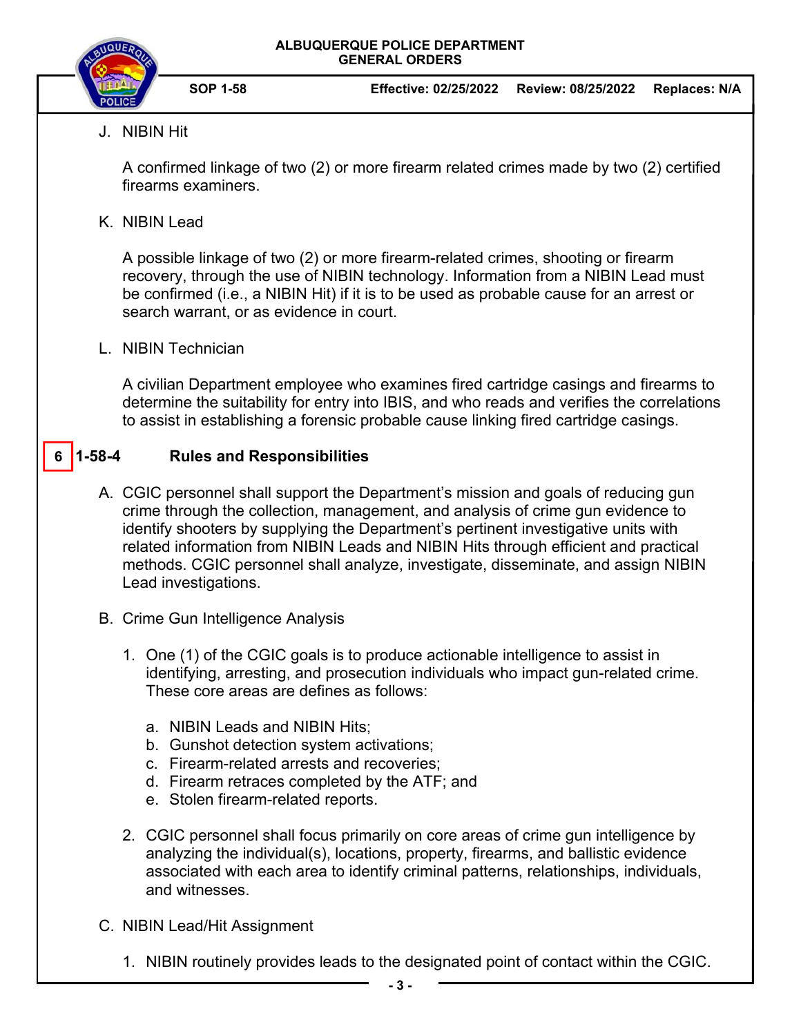J. NIBIN Hit

   A confirmed linkage of two (2) or more firearm related crimes made by two (2) certified firearms examiners.

K. NIBIN Lead

   A possible linkage of two (2) or more firearm-related crimes, shooting or firearm recovery, through the use of NIBIN technology. Information from a NIBIN Lead must be confirmed (i.e., a NIBIN Hit) if it is to be used as probable cause for an arrest or search warrant, or as evidence in court.

L. NIBIN Technician

   A civilian Department employee who examines fired cartridge casings and firearms to determine the suitability for entry into IBIS, and who reads and verifies the correlations to assist in establishing a forensic probable cause linking fired cartridge casings.

## 6 1-58-4 Rules and Responsibilities

A. CGIC personnel shall support the Department's mission and goals of reducing gun crime through the collection, management, and analysis of crime gun evidence to identify shooters by supplying the Department's pertinent investigative units with related information from NIBIN Leads and NIBIN Hits through efficient and practical methods. CGIC personnel shall analyze, investigate, disseminate, and assign NIBIN Lead investigations.

B. Crime Gun Intelligence Analysis

   1. One (1) of the CGIC goals is to produce actionable intelligence to assist in identifying, arresting, and prosecution individuals who impact gun-related crime. These core areas are defines as follows:

      a. NIBIN Leads and NIBIN Hits;
      b. Gunshot detection system activations;
      c. Firearm-related arrests and recoveries;
      d. Firearm retraces completed by the ATF; and
      e. Stolen firearm-related reports.

   2. CGIC personnel shall focus primarily on core areas of crime gun intelligence by analyzing the individual(s), locations, property, firearms, and ballistic evidence associated with each area to identify criminal patterns, relationships, individuals, and witnesses.

C. NIBIN Lead/Hit Assignment

   1. NIBIN routinely provides leads to the designated point of contact within the CGIC.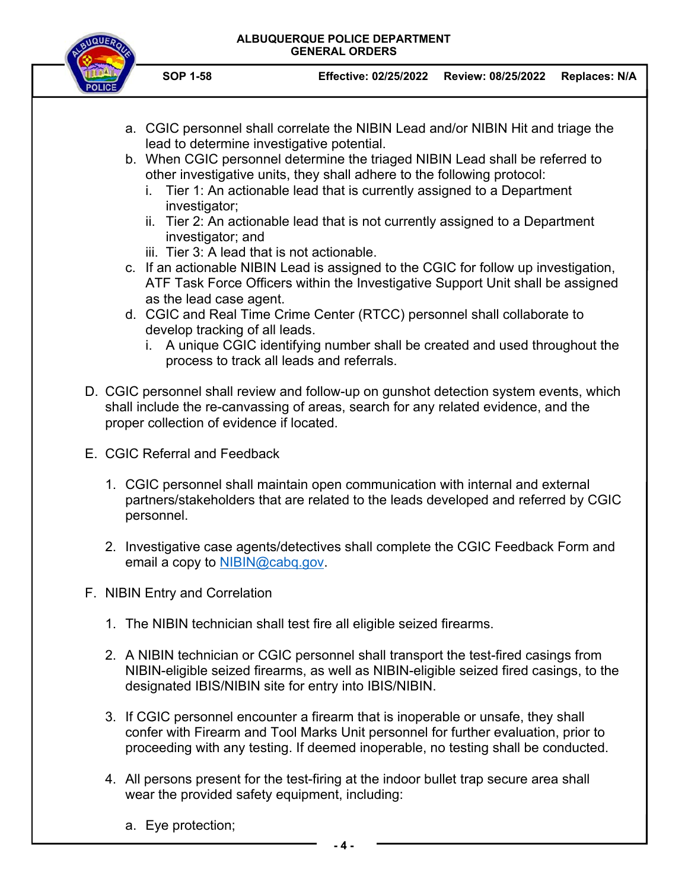a. CGIC personnel shall correlate the NIBIN Lead and/or NIBIN Hit and triage the lead to determine investigative potential.
b. When CGIC personnel determine the triaged NIBIN Lead shall be referred to other investigative units, they shall adhere to the following protocol:
    i. Tier 1: An actionable lead that is currently assigned to a Department investigator;
    ii. Tier 2: An actionable lead that is not currently assigned to a Department investigator; and
    iii. Tier 3: A lead that is not actionable.
c. If an actionable NIBIN Lead is assigned to the CGIC for follow up investigation, ATF Task Force Officers within the Investigative Support Unit shall be assigned as the lead case agent.
d. CGIC and Real Time Crime Center (RTCC) personnel shall collaborate to develop tracking of all leads.
    i. A unique CGIC identifying number shall be created and used throughout the process to track all leads and referrals.

D. CGIC personnel shall review and follow-up on gunshot detection system events, which shall include the re-canvassing of areas, search for any related evidence, and the proper collection of evidence if located.

E. CGIC Referral and Feedback

1. CGIC personnel shall maintain open communication with internal and external partners/stakeholders that are related to the leads developed and referred by CGIC personnel.

2. Investigative case agents/detectives shall complete the CGIC Feedback Form and email a copy to NIBIN@cabq.gov.

F. NIBIN Entry and Correlation

1. The NIBIN technician shall test fire all eligible seized firearms.

2. A NIBIN technician or CGIC personnel shall transport the test-fired casings from NIBIN-eligible seized firearms, as well as NIBIN-eligible seized fired casings, to the designated IBIS/NIBIN site for entry into IBIS/NIBIN.

3. If CGIC personnel encounter a firearm that is inoperable or unsafe, they shall confer with Firearm and Tool Marks Unit personnel for further evaluation, prior to proceeding with any testing. If deemed inoperable, no testing shall be conducted.

4. All persons present for the test-firing at the indoor bullet trap secure area shall wear the provided safety equipment, including:

    a. Eye protection;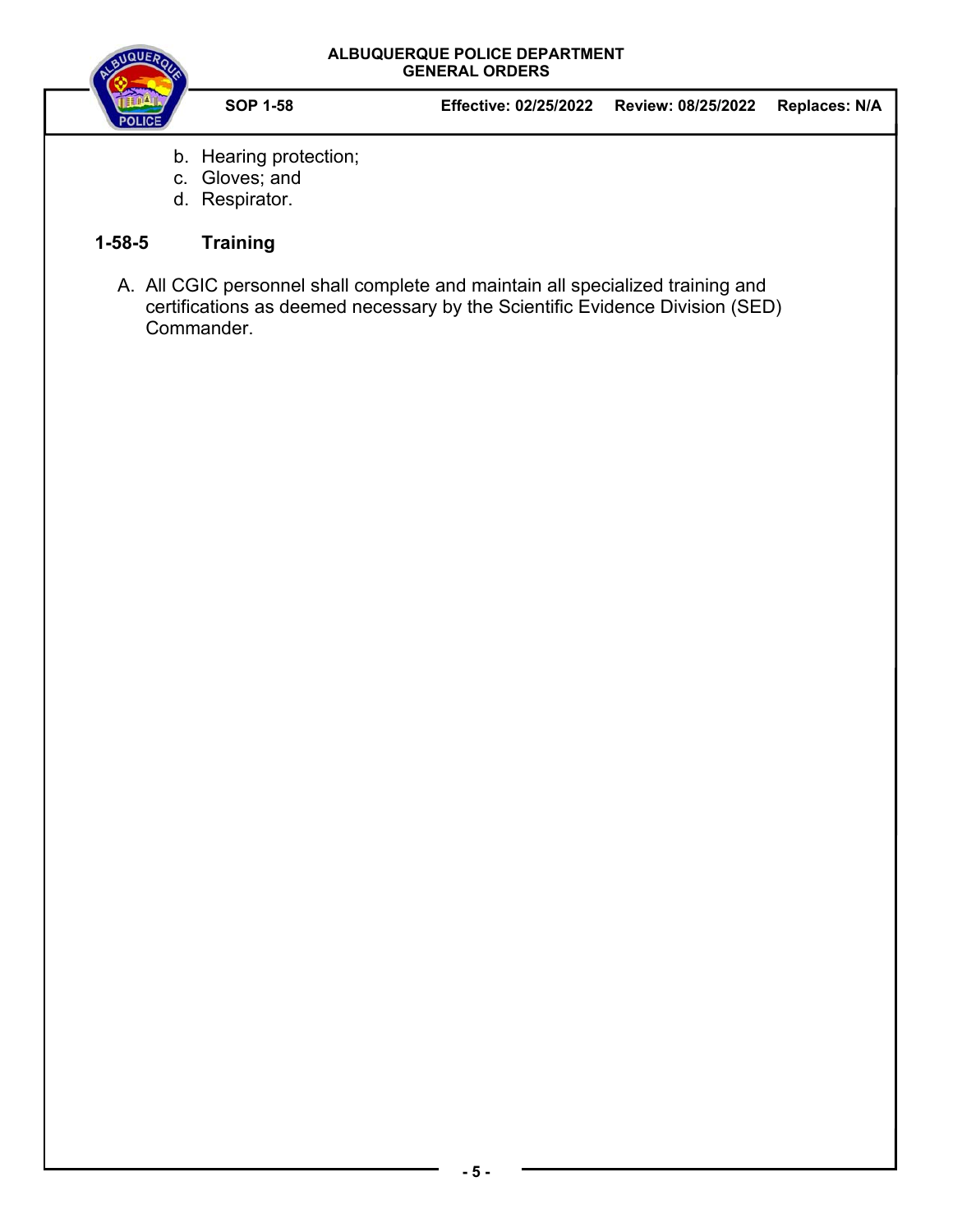b. Hearing protection;
c. Gloves; and
d. Respirator.

## 1-58-5 Training

A. All CGIC personnel shall complete and maintain all specialized training and certifications as deemed necessary by the Scientific Evidence Division (SED) Commander.